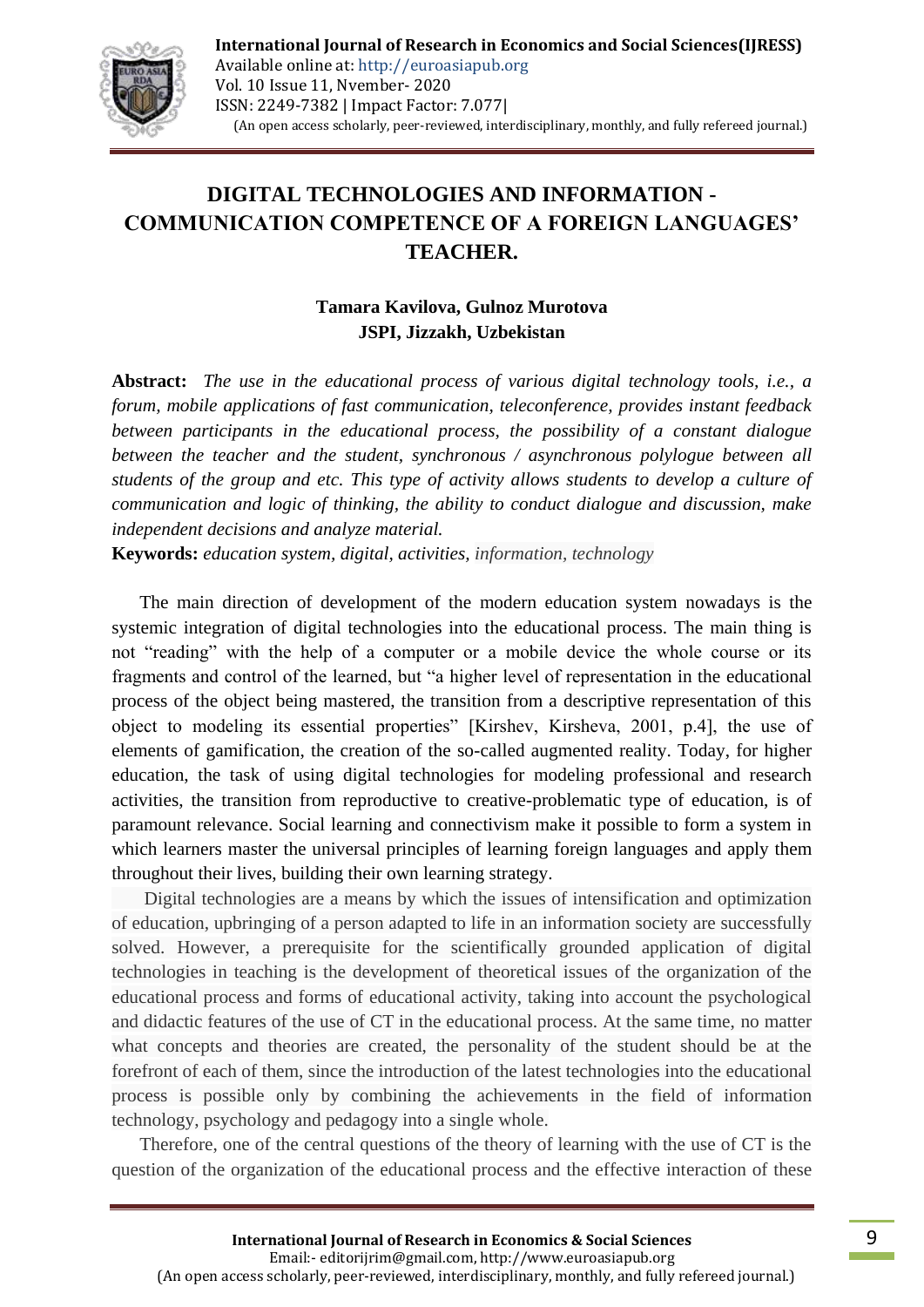# DIGITAL TECHNOLOGIES AND INFORMATION - COMMUNICATION COMPETENCE OF A FOREIGN LANGUAGES' TEACHER.

**Tamara Kavilova, Gulnoz Murotova**
**JSPI, Jizzakh, Uzbekistan**

**Abstract:** *The use in the educational process of various digital technology tools, i.e., a forum, mobile applications of fast communication, teleconference, provides instant feedback between participants in the educational process, the possibility of a constant dialogue between the teacher and the student, synchronous / asynchronous polylogue between all students of the group and etc. This type of activity allows students to develop a culture of communication and logic of thinking, the ability to conduct dialogue and discussion, make independent decisions and analyze material.*

**Keywords:** *education system, digital, activities, information, technology*

The main direction of development of the modern education system nowadays is the systemic integration of digital technologies into the educational process. The main thing is not "reading" with the help of a computer or a mobile device the whole course or its fragments and control of the learned, but "a higher level of representation in the educational process of the object being mastered, the transition from a descriptive representation of this object to modeling its essential properties" [Kirshev, Kirsheva, 2001, p.4], the use of elements of gamification, the creation of the so-called augmented reality. Today, for higher education, the task of using digital technologies for modeling professional and research activities, the transition from reproductive to creative-problematic type of education, is of paramount relevance. Social learning and connectivism make it possible to form a system in which learners master the universal principles of learning foreign languages and apply them throughout their lives, building their own learning strategy.

Digital technologies are a means by which the issues of intensification and optimization of education, upbringing of a person adapted to life in an information society are successfully solved. However, a prerequisite for the scientifically grounded application of digital technologies in teaching is the development of theoretical issues of the organization of the educational process and forms of educational activity, taking into account the psychological and didactic features of the use of CT in the educational process. At the same time, no matter what concepts and theories are created, the personality of the student should be at the forefront of each of them, since the introduction of the latest technologies into the educational process is possible only by combining the achievements in the field of information technology, psychology and pedagogy into a single whole.

Therefore, one of the central questions of the theory of learning with the use of CT is the question of the organization of the educational process and the effective interaction of these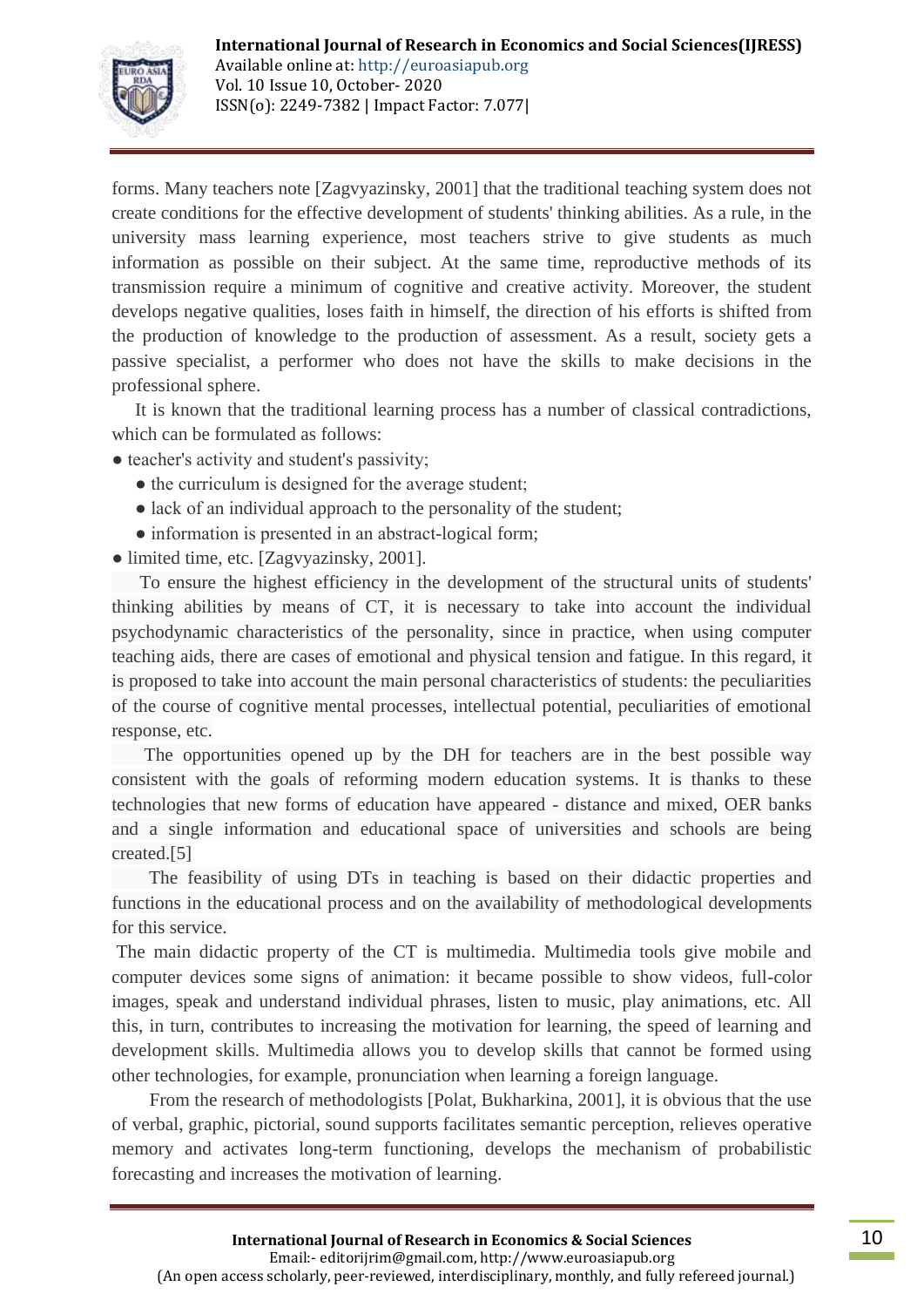forms. Many teachers note [Zagvyazinsky, 2001] that the traditional teaching system does not create conditions for the effective development of students' thinking abilities. As a rule, in the university mass learning experience, most teachers strive to give students as much information as possible on their subject. At the same time, reproductive methods of its transmission require a minimum of cognitive and creative activity. Moreover, the student develops negative qualities, loses faith in himself, the direction of his efforts is shifted from the production of knowledge to the production of assessment. As a result, society gets a passive specialist, a performer who does not have the skills to make decisions in the professional sphere.

It is known that the traditional learning process has a number of classical contradictions, which can be formulated as follows:

- teacher's activity and student's passivity;
- the curriculum is designed for the average student;
- lack of an individual approach to the personality of the student;
- information is presented in an abstract-logical form;
- limited time, etc. [Zagvyazinsky, 2001].

To ensure the highest efficiency in the development of the structural units of students' thinking abilities by means of CT, it is necessary to take into account the individual psychodynamic characteristics of the personality, since in practice, when using computer teaching aids, there are cases of emotional and physical tension and fatigue. In this regard, it is proposed to take into account the main personal characteristics of students: the peculiarities of the course of cognitive mental processes, intellectual potential, peculiarities of emotional response, etc.

The opportunities opened up by the DH for teachers are in the best possible way consistent with the goals of reforming modern education systems. It is thanks to these technologies that new forms of education have appeared - distance and mixed, OER banks and a single information and educational space of universities and schools are being created.[5]

The feasibility of using DTs in teaching is based on their didactic properties and functions in the educational process and on the availability of methodological developments for this service.

The main didactic property of the CT is multimedia. Multimedia tools give mobile and computer devices some signs of animation: it became possible to show videos, full-color images, speak and understand individual phrases, listen to music, play animations, etc. All this, in turn, contributes to increasing the motivation for learning, the speed of learning and development skills. Multimedia allows you to develop skills that cannot be formed using other technologies, for example, pronunciation when learning a foreign language.

From the research of methodologists [Polat, Bukharkina, 2001], it is obvious that the use of verbal, graphic, pictorial, sound supports facilitates semantic perception, relieves operative memory and activates long-term functioning, develops the mechanism of probabilistic forecasting and increases the motivation of learning.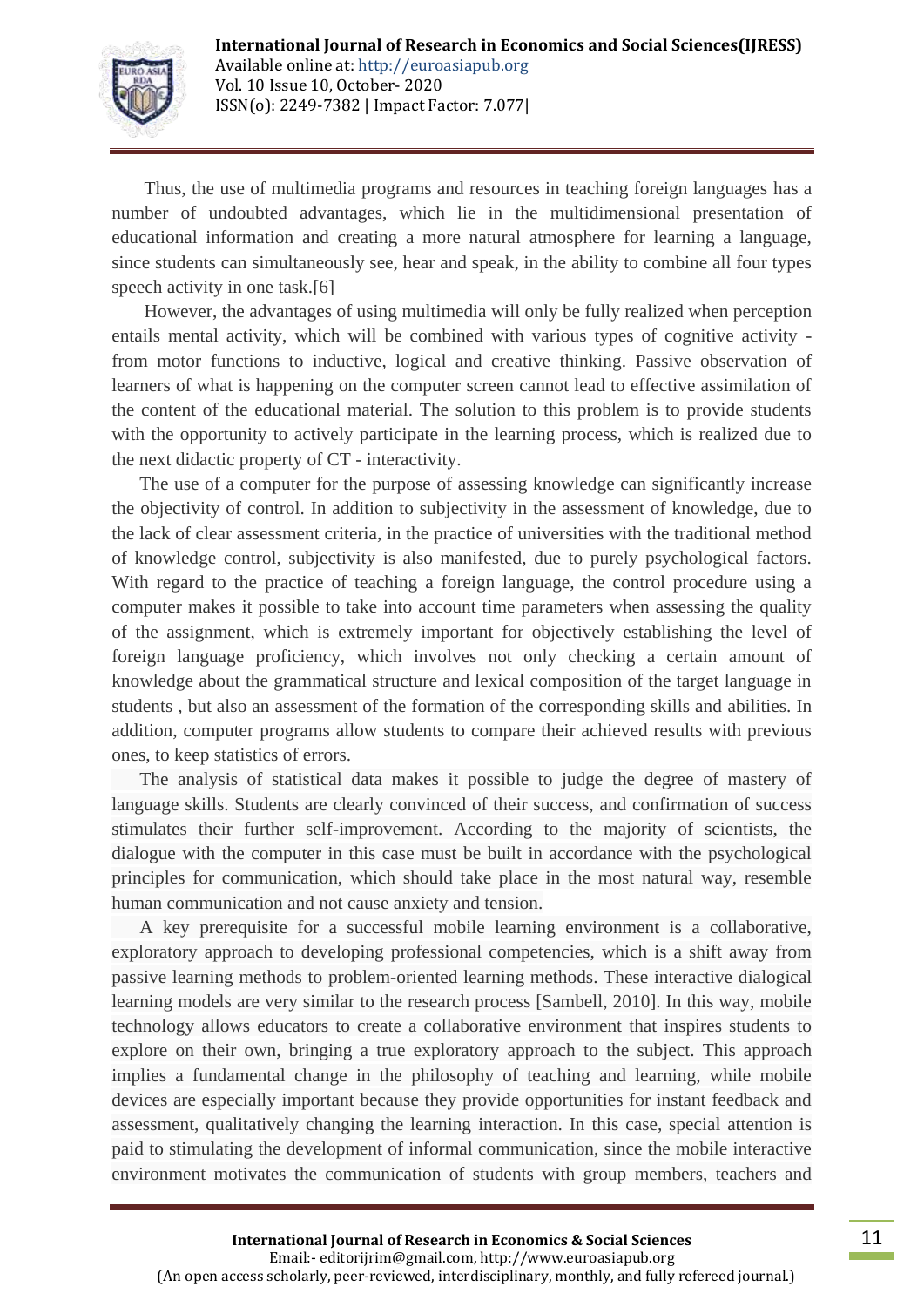Thus, the use of multimedia programs and resources in teaching foreign languages has a number of undoubted advantages, which lie in the multidimensional presentation of educational information and creating a more natural atmosphere for learning a language, since students can simultaneously see, hear and speak, in the ability to combine all four types speech activity in one task.[6]

However, the advantages of using multimedia will only be fully realized when perception entails mental activity, which will be combined with various types of cognitive activity - from motor functions to inductive, logical and creative thinking. Passive observation of learners of what is happening on the computer screen cannot lead to effective assimilation of the content of the educational material. The solution to this problem is to provide students with the opportunity to actively participate in the learning process, which is realized due to the next didactic property of CT - interactivity.

The use of a computer for the purpose of assessing knowledge can significantly increase the objectivity of control. In addition to subjectivity in the assessment of knowledge, due to the lack of clear assessment criteria, in the practice of universities with the traditional method of knowledge control, subjectivity is also manifested, due to purely psychological factors. With regard to the practice of teaching a foreign language, the control procedure using a computer makes it possible to take into account time parameters when assessing the quality of the assignment, which is extremely important for objectively establishing the level of foreign language proficiency, which involves not only checking a certain amount of knowledge about the grammatical structure and lexical composition of the target language in students , but also an assessment of the formation of the corresponding skills and abilities. In addition, computer programs allow students to compare their achieved results with previous ones, to keep statistics of errors.

The analysis of statistical data makes it possible to judge the degree of mastery of language skills. Students are clearly convinced of their success, and confirmation of success stimulates their further self-improvement. According to the majority of scientists, the dialogue with the computer in this case must be built in accordance with the psychological principles for communication, which should take place in the most natural way, resemble human communication and not cause anxiety and tension.

A key prerequisite for a successful mobile learning environment is a collaborative, exploratory approach to developing professional competencies, which is a shift away from passive learning methods to problem-oriented learning methods. These interactive dialogical learning models are very similar to the research process [Sambell, 2010]. In this way, mobile technology allows educators to create a collaborative environment that inspires students to explore on their own, bringing a true exploratory approach to the subject. This approach implies a fundamental change in the philosophy of teaching and learning, while mobile devices are especially important because they provide opportunities for instant feedback and assessment, qualitatively changing the learning interaction. In this case, special attention is paid to stimulating the development of informal communication, since the mobile interactive environment motivates the communication of students with group members, teachers and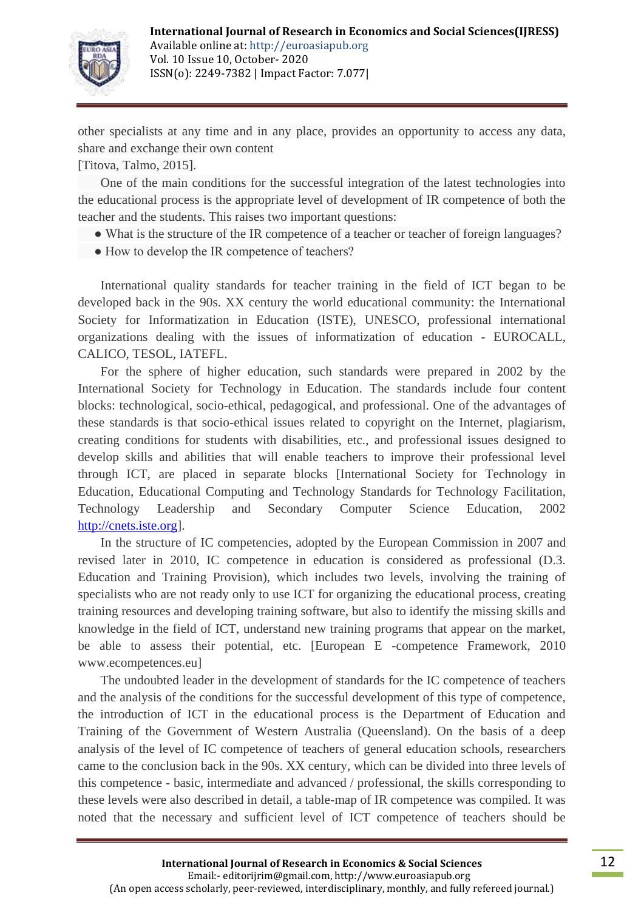other specialists at any time and in any place, provides an opportunity to access any data, share and exchange their own content

[Titova, Talmo, 2015].

One of the main conditions for the successful integration of the latest technologies into the educational process is the appropriate level of development of IR competence of both the teacher and the students. This raises two important questions:

- What is the structure of the IR competence of a teacher or teacher of foreign languages?
- How to develop the IR competence of teachers?

International quality standards for teacher training in the field of ICT began to be developed back in the 90s. XX century the world educational community: the International Society for Informatization in Education (ISTE), UNESCO, professional international organizations dealing with the issues of informatization of education - EUROCALL, CALICO, TESOL, IATEFL.

For the sphere of higher education, such standards were prepared in 2002 by the International Society for Technology in Education. The standards include four content blocks: technological, socio-ethical, pedagogical, and professional. One of the advantages of these standards is that socio-ethical issues related to copyright on the Internet, plagiarism, creating conditions for students with disabilities, etc., and professional issues designed to develop skills and abilities that will enable teachers to improve their professional level through ICT, are placed in separate blocks [International Society for Technology in Education, Educational Computing and Technology Standards for Technology Facilitation, Technology Leadership and Secondary Computer Science Education, 2002 http://cnets.iste.org].

In the structure of IC competencies, adopted by the European Commission in 2007 and revised later in 2010, IC competence in education is considered as professional (D.3. Education and Training Provision), which includes two levels, involving the training of specialists who are not ready only to use ICT for organizing the educational process, creating training resources and developing training software, but also to identify the missing skills and knowledge in the field of ICT, understand new training programs that appear on the market, be able to assess their potential, etc. [European E -competence Framework, 2010 www.ecompetences.eu]

The undoubted leader in the development of standards for the IC competence of teachers and the analysis of the conditions for the successful development of this type of competence, the introduction of ICT in the educational process is the Department of Education and Training of the Government of Western Australia (Queensland). On the basis of a deep analysis of the level of IC competence of teachers of general education schools, researchers came to the conclusion back in the 90s. XX century, which can be divided into three levels of this competence - basic, intermediate and advanced / professional, the skills corresponding to these levels were also described in detail, a table-map of IR competence was compiled. It was noted that the necessary and sufficient level of ICT competence of teachers should be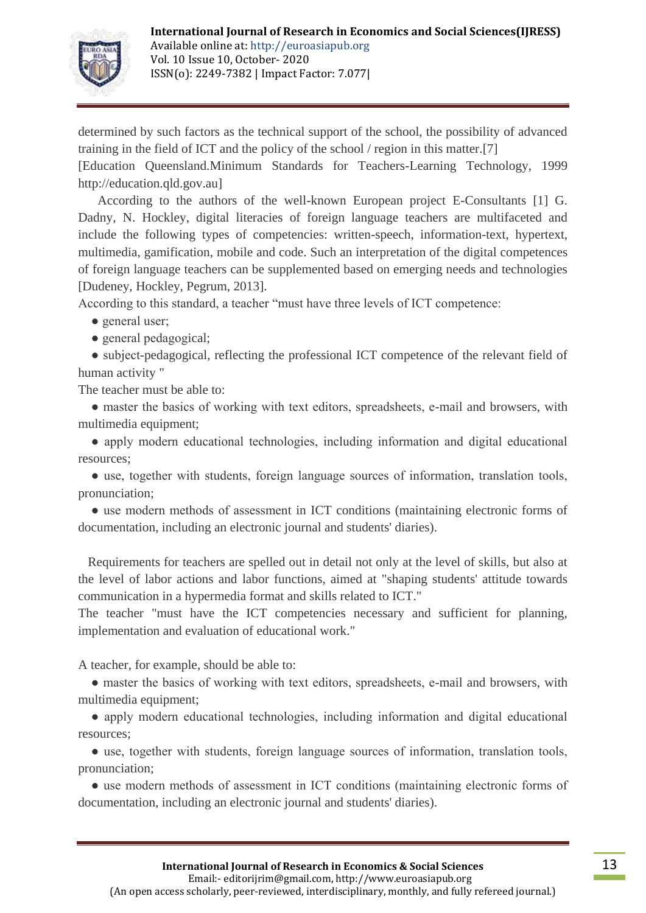determined by such factors as the technical support of the school, the possibility of advanced training in the field of ICT and the policy of the school / region in this matter.[7]
[Education Queensland.Minimum Standards for Teachers-Learning Technology, 1999 http://education.qld.gov.au]

According to the authors of the well-known European project E-Consultants [1] G. Dadny, N. Hockley, digital literacies of foreign language teachers are multifaceted and include the following types of competencies: written-speech, information-text, hypertext, multimedia, gamification, mobile and code. Such an interpretation of the digital competences of foreign language teachers can be supplemented based on emerging needs and technologies [Dudeney, Hockley, Pegrum, 2013].

According to this standard, a teacher "must have three levels of ICT competence:

- general user;
- general pedagogical;
- subject-pedagogical, reflecting the professional ICT competence of the relevant field of human activity "

The teacher must be able to:

- master the basics of working with text editors, spreadsheets, e-mail and browsers, with multimedia equipment;
- apply modern educational technologies, including information and digital educational resources;
- use, together with students, foreign language sources of information, translation tools, pronunciation;
- use modern methods of assessment in ICT conditions (maintaining electronic forms of documentation, including an electronic journal and students' diaries).

Requirements for teachers are spelled out in detail not only at the level of skills, but also at the level of labor actions and labor functions, aimed at "shaping students' attitude towards communication in a hypermedia format and skills related to ICT."

The teacher "must have the ICT competencies necessary and sufficient for planning, implementation and evaluation of educational work."

A teacher, for example, should be able to:

- master the basics of working with text editors, spreadsheets, e-mail and browsers, with multimedia equipment;
- apply modern educational technologies, including information and digital educational resources;
- use, together with students, foreign language sources of information, translation tools, pronunciation;
- use modern methods of assessment in ICT conditions (maintaining electronic forms of documentation, including an electronic journal and students' diaries).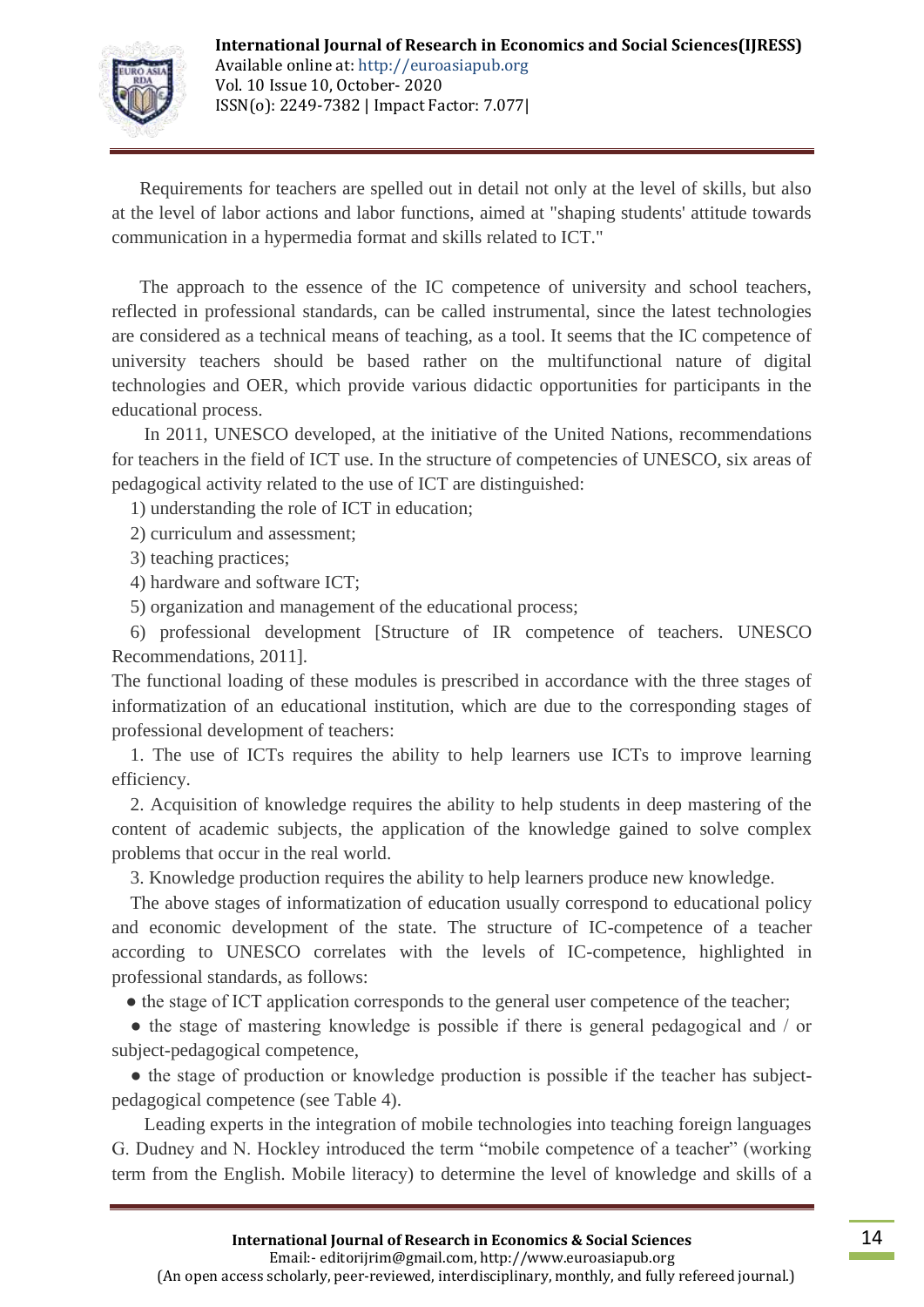Requirements for teachers are spelled out in detail not only at the level of skills, but also at the level of labor actions and labor functions, aimed at "shaping students' attitude towards communication in a hypermedia format and skills related to ICT."

The approach to the essence of the IC competence of university and school teachers, reflected in professional standards, can be called instrumental, since the latest technologies are considered as a technical means of teaching, as a tool. It seems that the IC competence of university teachers should be based rather on the multifunctional nature of digital technologies and OER, which provide various didactic opportunities for participants in the educational process.

In 2011, UNESCO developed, at the initiative of the United Nations, recommendations for teachers in the field of ICT use. In the structure of competencies of UNESCO, six areas of pedagogical activity related to the use of ICT are distinguished:

1) understanding the role of ICT in education;
2) curriculum and assessment;
3) teaching practices;
4) hardware and software ICT;
5) organization and management of the educational process;
6) professional development [Structure of IR competence of teachers. UNESCO Recommendations, 2011].

The functional loading of these modules is prescribed in accordance with the three stages of informatization of an educational institution, which are due to the corresponding stages of professional development of teachers:

1. The use of ICTs requires the ability to help learners use ICTs to improve learning efficiency.
2. Acquisition of knowledge requires the ability to help students in deep mastering of the content of academic subjects, the application of the knowledge gained to solve complex problems that occur in the real world.
3. Knowledge production requires the ability to help learners produce new knowledge.

The above stages of informatization of education usually correspond to educational policy and economic development of the state. The structure of IC-competence of a teacher according to UNESCO correlates with the levels of IC-competence, highlighted in professional standards, as follows:

- the stage of ICT application corresponds to the general user competence of the teacher;
- the stage of mastering knowledge is possible if there is general pedagogical and / or subject-pedagogical competence,
- the stage of production or knowledge production is possible if the teacher has subject-pedagogical competence (see Table 4).

Leading experts in the integration of mobile technologies into teaching foreign languages G. Dudney and N. Hockley introduced the term "mobile competence of a teacher" (working term from the English. Mobile literacy) to determine the level of knowledge and skills of a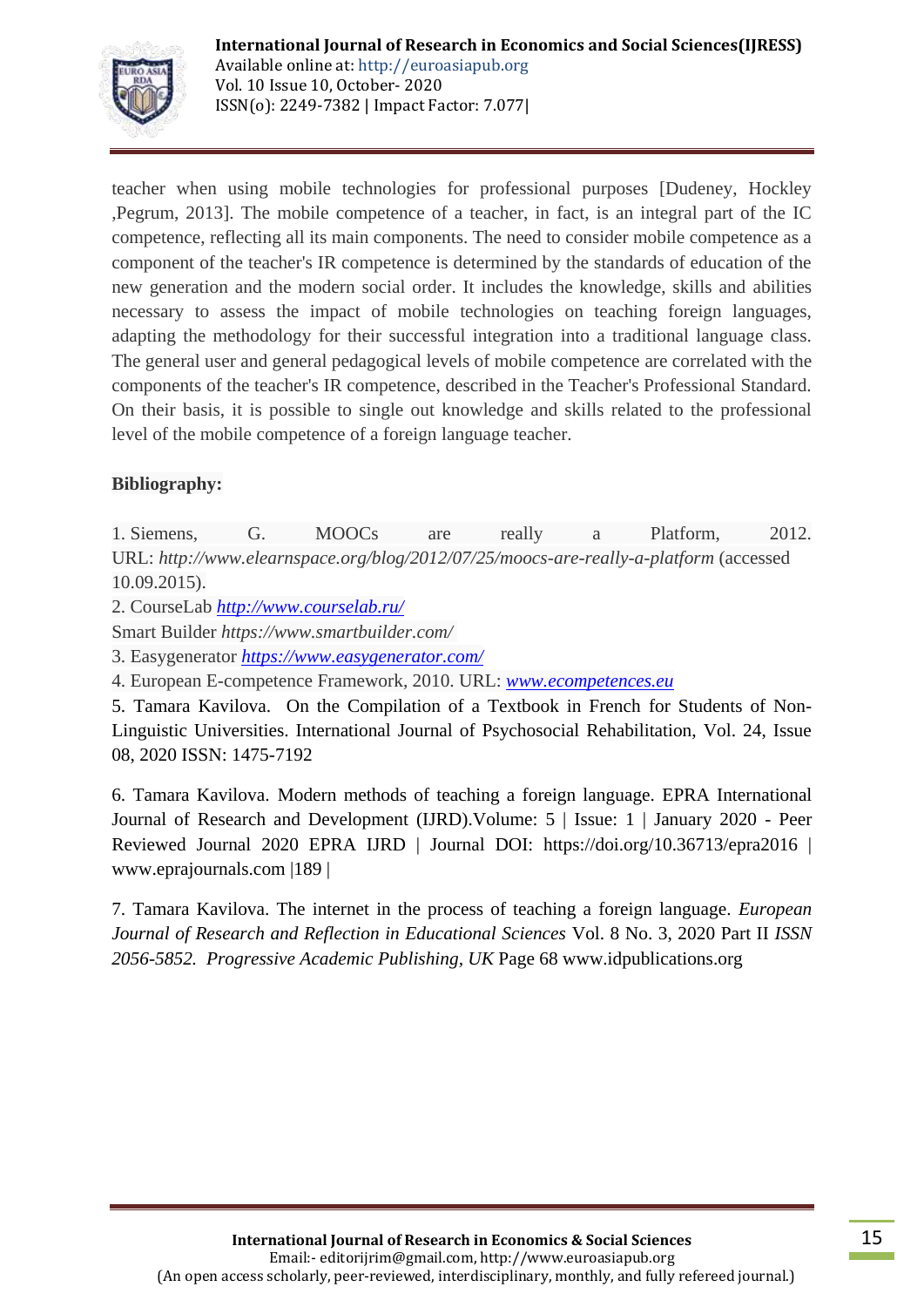teacher when using mobile technologies for professional purposes [Dudeney, Hockley ,Pegrum, 2013]. The mobile competence of a teacher, in fact, is an integral part of the IC competence, reflecting all its main components. The need to consider mobile competence as a component of the teacher's IR competence is determined by the standards of education of the new generation and the modern social order. It includes the knowledge, skills and abilities necessary to assess the impact of mobile technologies on teaching foreign languages, adapting the methodology for their successful integration into a traditional language class. The general user and general pedagogical levels of mobile competence are correlated with the components of the teacher's IR competence, described in the Teacher's Professional Standard. On their basis, it is possible to single out knowledge and skills related to the professional level of the mobile competence of a foreign language teacher.

**Bibliography:**

1. Siemens, G. MOOCs are really a Platform, 2012. URL: *http://www.elearnspace.org/blog/2012/07/25/moocs-are-really-a-platform* (accessed 10.09.2015).
2. CourseLab *http://www.courselab.ru/*
Smart Builder *https://www.smartbuilder.com/*
3. Easygenerator *https://www.easygenerator.com/*
4. European E-competence Framework, 2010. URL: *www.ecompetences.eu*
5. Tamara Kavilova. On the Compilation of a Textbook in French for Students of Non-Linguistic Universities. International Journal of Psychosocial Rehabilitation, Vol. 24, Issue 08, 2020 ISSN: 1475-7192

6. Tamara Kavilova. Modern methods of teaching a foreign language. EPRA International Journal of Research and Development (IJRD).Volume: 5 | Issue: 1 | January 2020 - Peer Reviewed Journal 2020 EPRA IJRD | Journal DOI: https://doi.org/10.36713/epra2016 | www.eprajournals.com |189 |

7. Tamara Kavilova. The internet in the process of teaching a foreign language. *European Journal of Research and Reflection in Educational Sciences* Vol. 8 No. 3, 2020 Part II *ISSN 2056-5852. Progressive Academic Publishing, UK* Page 68 www.idpublications.org